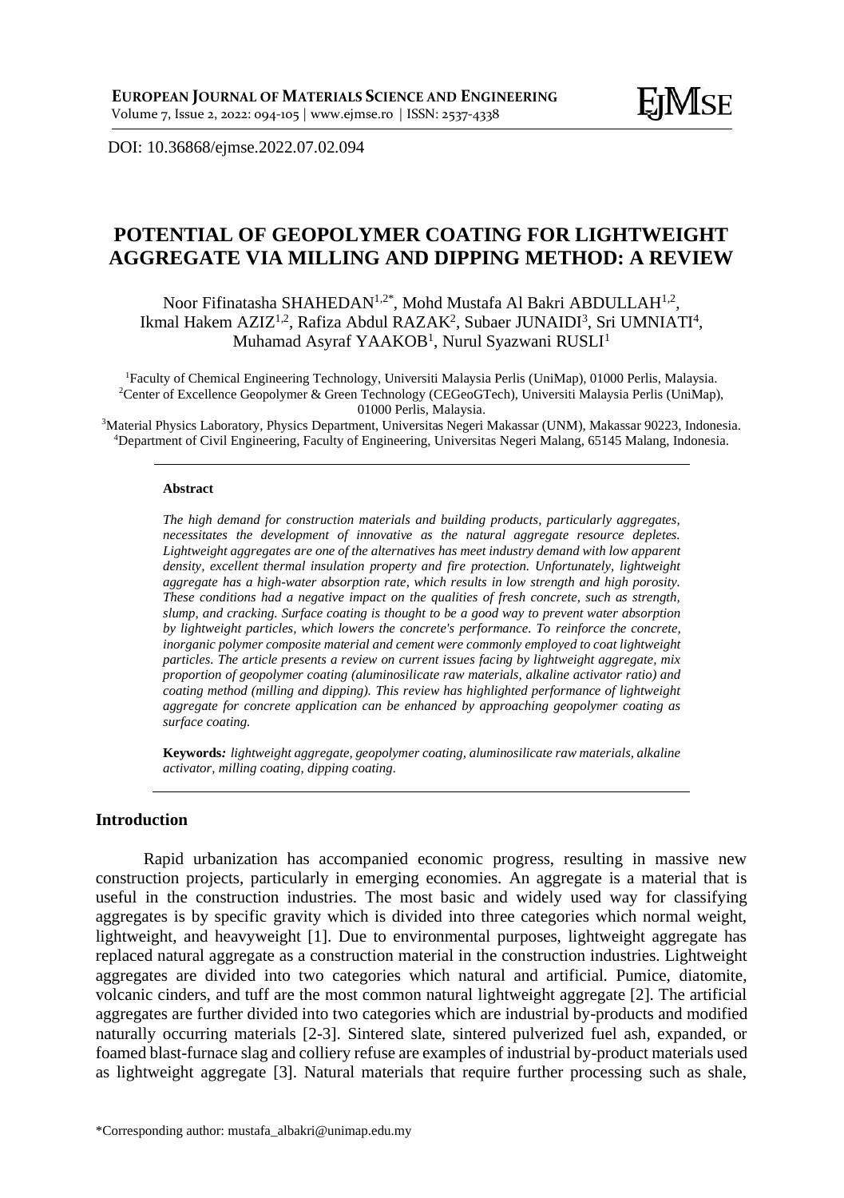DOI: 10.36868/ejmse.2022.07.02.094

# POTENTIAL OF GEOPOLYMER COATING FOR LIGHTWEIGHT AGGREGATE VIA MILLING AND DIPPING METHOD: A REVIEW

Noor Fifinatasha SHAHEDAN[1,2*], Mohd Mustafa Al Bakri ABDULLAH[1,2], Ikmal Hakem AZIZ[1,2], Rafiza Abdul RAZAK[2], Subaer JUNAIDI[3], Sri UMNIATI[4], Muhamad Asyraf YAAKOB[1], Nurul Syazwani RUSLI[1]

[1]Faculty of Chemical Engineering Technology, Universiti Malaysia Perlis (UniMap), 01000 Perlis, Malaysia.
[2]Center of Excellence Geopolymer & Green Technology (CEGeoGTech), Universiti Malaysia Perlis (UniMap), 01000 Perlis, Malaysia.
[3]Material Physics Laboratory, Physics Department, Universitas Negeri Makassar (UNM), Makassar 90223, Indonesia.
[4]Department of Civil Engineering, Faculty of Engineering, Universitas Negeri Malang, 65145 Malang, Indonesia.

**Abstract**

*The high demand for construction materials and building products, particularly aggregates, necessitates the development of innovative as the natural aggregate resource depletes. Lightweight aggregates are one of the alternatives has meet industry demand with low apparent density, excellent thermal insulation property and fire protection. Unfortunately, lightweight aggregate has a high-water absorption rate, which results in low strength and high porosity. These conditions had a negative impact on the qualities of fresh concrete, such as strength, slump, and cracking. Surface coating is thought to be a good way to prevent water absorption by lightweight particles, which lowers the concrete's performance. To reinforce the concrete, inorganic polymer composite material and cement were commonly employed to coat lightweight particles. The article presents a review on current issues facing by lightweight aggregate, mix proportion of geopolymer coating (aluminosilicate raw materials, alkaline activator ratio) and coating method (milling and dipping). This review has highlighted performance of lightweight aggregate for concrete application can be enhanced by approaching geopolymer coating as surface coating.*

**Keywords***: lightweight aggregate, geopolymer coating, aluminosilicate raw materials, alkaline activator, milling coating, dipping coating.*

## Introduction

Rapid urbanization has accompanied economic progress, resulting in massive new construction projects, particularly in emerging economies. An aggregate is a material that is useful in the construction industries. The most basic and widely used way for classifying aggregates is by specific gravity which is divided into three categories which normal weight, lightweight, and heavyweight [1]. Due to environmental purposes, lightweight aggregate has replaced natural aggregate as a construction material in the construction industries. Lightweight aggregates are divided into two categories which natural and artificial. Pumice, diatomite, volcanic cinders, and tuff are the most common natural lightweight aggregate [2]. The artificial aggregates are further divided into two categories which are industrial by-products and modified naturally occurring materials [2-3]. Sintered slate, sintered pulverized fuel ash, expanded, or foamed blast-furnace slag and colliery refuse are examples of industrial by-product materials used as lightweight aggregate [3]. Natural materials that require further processing such as shale,

*Corresponding author: mustafa_albakri@unimap.edu.my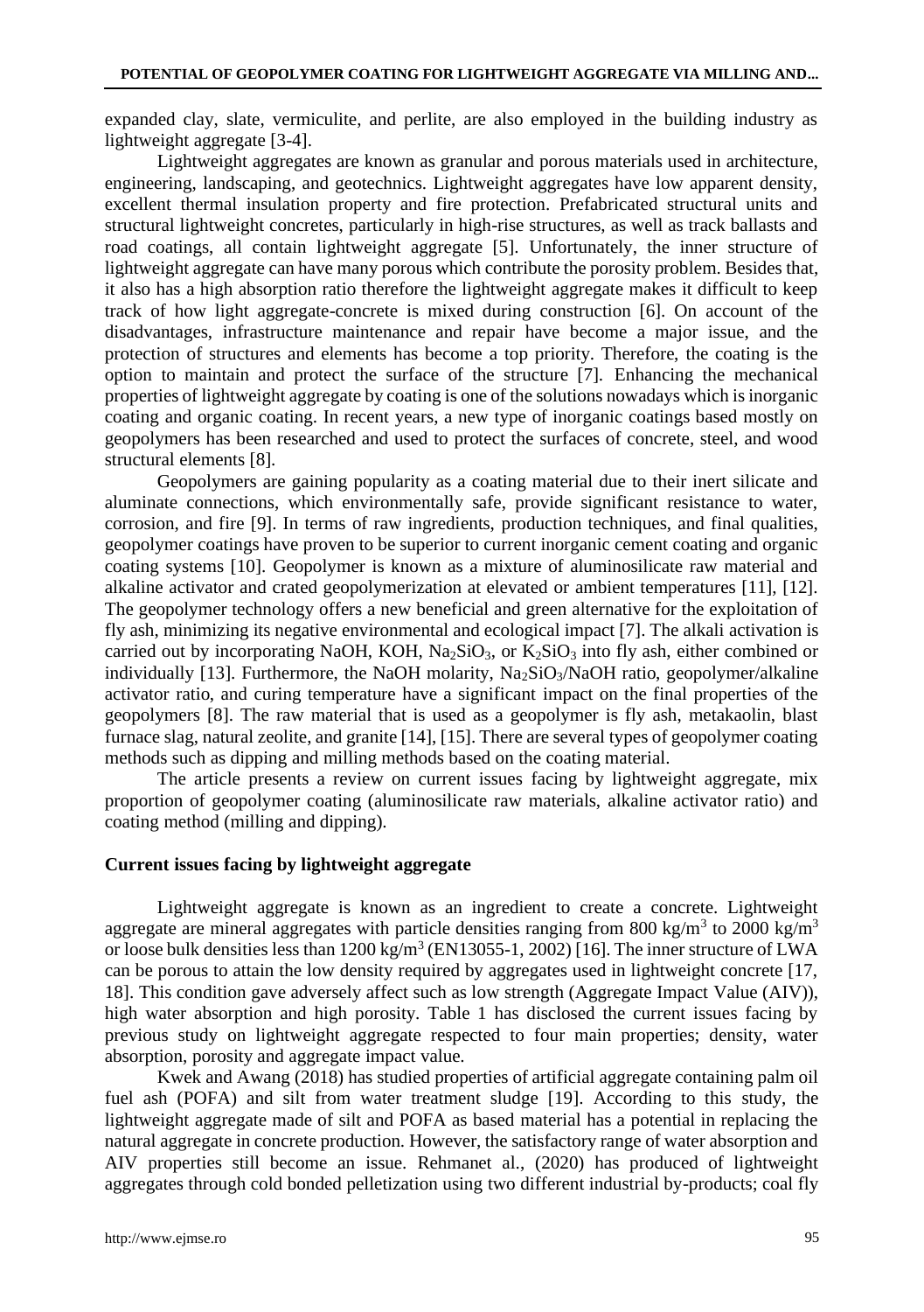expanded clay, slate, vermiculite, and perlite, are also employed in the building industry as lightweight aggregate [3-4].

Lightweight aggregates are known as granular and porous materials used in architecture, engineering, landscaping, and geotechnics. Lightweight aggregates have low apparent density, excellent thermal insulation property and fire protection. Prefabricated structural units and structural lightweight concretes, particularly in high-rise structures, as well as track ballasts and road coatings, all contain lightweight aggregate [5]. Unfortunately, the inner structure of lightweight aggregate can have many porous which contribute the porosity problem. Besides that, it also has a high absorption ratio therefore the lightweight aggregate makes it difficult to keep track of how light aggregate-concrete is mixed during construction [6]. On account of the disadvantages, infrastructure maintenance and repair have become a major issue, and the protection of structures and elements has become a top priority. Therefore, the coating is the option to maintain and protect the surface of the structure [7]. Enhancing the mechanical properties of lightweight aggregate by coating is one of the solutions nowadays which is inorganic coating and organic coating. In recent years, a new type of inorganic coatings based mostly on geopolymers has been researched and used to protect the surfaces of concrete, steel, and wood structural elements [8].

Geopolymers are gaining popularity as a coating material due to their inert silicate and aluminate connections, which environmentally safe, provide significant resistance to water, corrosion, and fire [9]. In terms of raw ingredients, production techniques, and final qualities, geopolymer coatings have proven to be superior to current inorganic cement coating and organic coating systems [10]. Geopolymer is known as a mixture of aluminosilicate raw material and alkaline activator and crated geopolymerization at elevated or ambient temperatures [11], [12]. The geopolymer technology offers a new beneficial and green alternative for the exploitation of fly ash, minimizing its negative environmental and ecological impact [7]. The alkali activation is carried out by incorporating NaOH, KOH, $Na_2SiO_3$, or $K_2SiO_3$ into fly ash, either combined or individually [13]. Furthermore, the NaOH molarity, $Na_2SiO_3$/NaOH ratio, geopolymer/alkaline activator ratio, and curing temperature have a significant impact on the final properties of the geopolymers [8]. The raw material that is used as a geopolymer is fly ash, metakaolin, blast furnace slag, natural zeolite, and granite [14], [15]. There are several types of geopolymer coating methods such as dipping and milling methods based on the coating material.

The article presents a review on current issues facing by lightweight aggregate, mix proportion of geopolymer coating (aluminosilicate raw materials, alkaline activator ratio) and coating method (milling and dipping).

## Current issues facing by lightweight aggregate

Lightweight aggregate is known as an ingredient to create a concrete. Lightweight aggregate are mineral aggregates with particle densities ranging from 800 kg/m$^3$ to 2000 kg/m$^3$ or loose bulk densities less than 1200 kg/m$^3$ (EN13055-1, 2002) [16]. The inner structure of LWA can be porous to attain the low density required by aggregates used in lightweight concrete [17, 18]. This condition gave adversely affect such as low strength (Aggregate Impact Value (AIV)), high water absorption and high porosity. Table 1 has disclosed the current issues facing by previous study on lightweight aggregate respected to four main properties; density, water absorption, porosity and aggregate impact value.

Kwek and Awang (2018) has studied properties of artificial aggregate containing palm oil fuel ash (POFA) and silt from water treatment sludge [19]. According to this study, the lightweight aggregate made of silt and POFA as based material has a potential in replacing the natural aggregate in concrete production. However, the satisfactory range of water absorption and AIV properties still become an issue. Rehmanet al., (2020) has produced of lightweight aggregates through cold bonded pelletization using two different industrial by-products; coal fly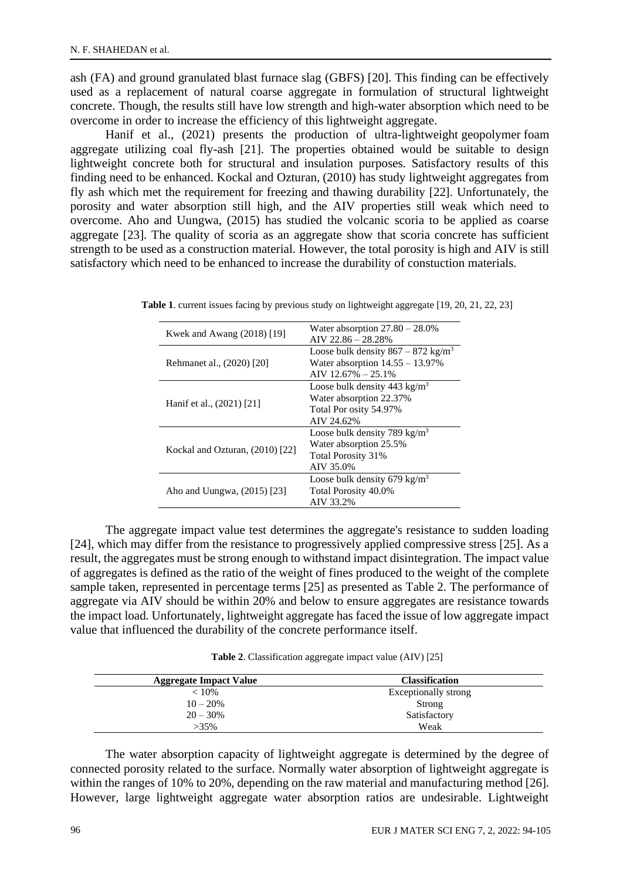ash (FA) and ground granulated blast furnace slag (GBFS) [20]. This finding can be effectively used as a replacement of natural coarse aggregate in formulation of structural lightweight concrete. Though, the results still have low strength and high-water absorption which need to be overcome in order to increase the efficiency of this lightweight aggregate.

Hanif et al., (2021) presents the production of ultra-lightweight geopolymer foam aggregate utilizing coal fly-ash [21]. The properties obtained would be suitable to design lightweight concrete both for structural and insulation purposes. Satisfactory results of this finding need to be enhanced. Kockal and Ozturan, (2010) has study lightweight aggregates from fly ash which met the requirement for freezing and thawing durability [22]. Unfortunately, the porosity and water absorption still high, and the AIV properties still weak which need to overcome. Aho and Uungwa, (2015) has studied the volcanic scoria to be applied as coarse aggregate [23]. The quality of scoria as an aggregate show that scoria concrete has sufficient strength to be used as a construction material. However, the total porosity is high and AIV is still satisfactory which need to be enhanced to increase the durability of constuction materials.

**Table 1**. current issues facing by previous study on lightweight aggregate [19, 20, 21, 22, 23]

| | |
|---|---|
| Kwek and Awang (2018) [19] | Water absorption 27.80 – 28.0%<br>AIV 22.86 – 28.28% |
| Rehmanet al., (2020) [20] | Loose bulk density 867 – 872 kg/m$^3$<br>Water absorption 14.55 – 13.97%<br>AIV 12.67% – 25.1% |
| Hanif et al., (2021) [21] | Loose bulk density 443 kg/m$^3$<br>Water absorption 22.37%<br>Total Por osity 54.97%<br>AIV 24.62% |
| Kockal and Ozturan, (2010) [22] | Loose bulk density 789 kg/m$^3$<br>Water absorption 25.5%<br>Total Porosity 31%<br>AIV 35.0% |
| Aho and Uungwa, (2015) [23] | Loose bulk density 679 kg/m$^3$<br>Total Porosity 40.0%<br>AIV 33.2% |

The aggregate impact value test determines the aggregate's resistance to sudden loading [24], which may differ from the resistance to progressively applied compressive stress [25]. As a result, the aggregates must be strong enough to withstand impact disintegration. The impact value of aggregates is defined as the ratio of the weight of fines produced to the weight of the complete sample taken, represented in percentage terms [25] as presented as Table 2. The performance of aggregate via AIV should be within 20% and below to ensure aggregates are resistance towards the impact load. Unfortunately, lightweight aggregate has faced the issue of low aggregate impact value that influenced the durability of the concrete performance itself.

**Table 2**. Classification aggregate impact value (AIV) [25]

| Aggregate Impact Value | Classification |
|---|---|
| < 10% | Exceptionally strong |
| 10 – 20% | Strong |
| 20 – 30% | Satisfactory |
| >35% | Weak |

The water absorption capacity of lightweight aggregate is determined by the degree of connected porosity related to the surface. Normally water absorption of lightweight aggregate is within the ranges of 10% to 20%, depending on the raw material and manufacturing method [26]. However, large lightweight aggregate water absorption ratios are undesirable. Lightweight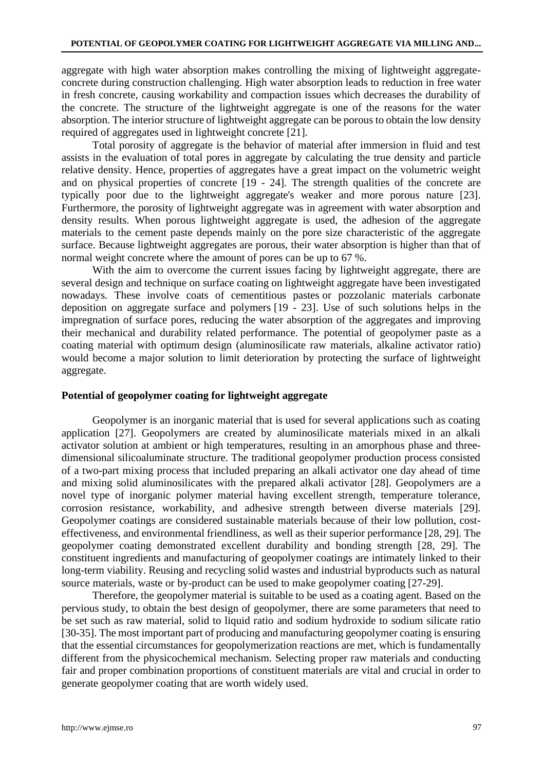aggregate with high water absorption makes controlling the mixing of lightweight aggregate-concrete during construction challenging. High water absorption leads to reduction in free water in fresh concrete, causing workability and compaction issues which decreases the durability of the concrete. The structure of the lightweight aggregate is one of the reasons for the water absorption. The interior structure of lightweight aggregate can be porous to obtain the low density required of aggregates used in lightweight concrete [21].

Total porosity of aggregate is the behavior of material after immersion in fluid and test assists in the evaluation of total pores in aggregate by calculating the true density and particle relative density. Hence, properties of aggregates have a great impact on the volumetric weight and on physical properties of concrete [19 - 24]. The strength qualities of the concrete are typically poor due to the lightweight aggregate's weaker and more porous nature [23]. Furthermore, the porosity of lightweight aggregate was in agreement with water absorption and density results. When porous lightweight aggregate is used, the adhesion of the aggregate materials to the cement paste depends mainly on the pore size characteristic of the aggregate surface. Because lightweight aggregates are porous, their water absorption is higher than that of normal weight concrete where the amount of pores can be up to 67 %.

With the aim to overcome the current issues facing by lightweight aggregate, there are several design and technique on surface coating on lightweight aggregate have been investigated nowadays. These involve coats of cementitious pastes or pozzolanic materials carbonate deposition on aggregate surface and polymers [19 - 23]. Use of such solutions helps in the impregnation of surface pores, reducing the water absorption of the aggregates and improving their mechanical and durability related performance. The potential of geopolymer paste as a coating material with optimum design (aluminosilicate raw materials, alkaline activator ratio) would become a major solution to limit deterioration by protecting the surface of lightweight aggregate.

## Potential of geopolymer coating for lightweight aggregate

Geopolymer is an inorganic material that is used for several applications such as coating application [27]. Geopolymers are created by aluminosilicate materials mixed in an alkali activator solution at ambient or high temperatures, resulting in an amorphous phase and three-dimensional silicoaluminate structure. The traditional geopolymer production process consisted of a two-part mixing process that included preparing an alkali activator one day ahead of time and mixing solid aluminosilicates with the prepared alkali activator [28]. Geopolymers are a novel type of inorganic polymer material having excellent strength, temperature tolerance, corrosion resistance, workability, and adhesive strength between diverse materials [29]. Geopolymer coatings are considered sustainable materials because of their low pollution, cost-effectiveness, and environmental friendliness, as well as their superior performance [28, 29]. The geopolymer coating demonstrated excellent durability and bonding strength [28, 29]. The constituent ingredients and manufacturing of geopolymer coatings are intimately linked to their long-term viability. Reusing and recycling solid wastes and industrial byproducts such as natural source materials, waste or by-product can be used to make geopolymer coating [27-29].

Therefore, the geopolymer material is suitable to be used as a coating agent. Based on the pervious study, to obtain the best design of geopolymer, there are some parameters that need to be set such as raw material, solid to liquid ratio and sodium hydroxide to sodium silicate ratio [30-35]. The most important part of producing and manufacturing geopolymer coating is ensuring that the essential circumstances for geopolymerization reactions are met, which is fundamentally different from the physicochemical mechanism. Selecting proper raw materials and conducting fair and proper combination proportions of constituent materials are vital and crucial in order to generate geopolymer coating that are worth widely used.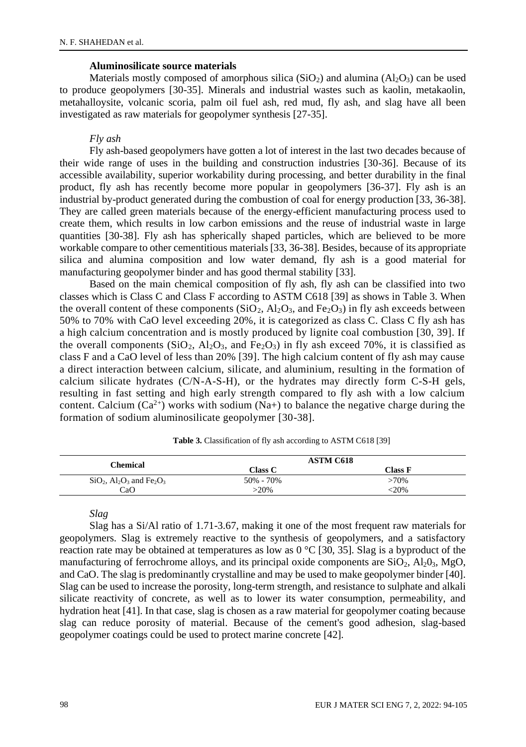### Aluminosilicate source materials

Materials mostly composed of amorphous silica ($SiO_2$) and alumina ($Al_2O_3$) can be used to produce geopolymers [30-35]. Minerals and industrial wastes such as kaolin, metakaolin, metahalloysite, volcanic scoria, palm oil fuel ash, red mud, fly ash, and slag have all been investigated as raw materials for geopolymer synthesis [27-35].

#### *Fly ash*

Fly ash-based geopolymers have gotten a lot of interest in the last two decades because of their wide range of uses in the building and construction industries [30-36]. Because of its accessible availability, superior workability during processing, and better durability in the final product, fly ash has recently become more popular in geopolymers [36-37]. Fly ash is an industrial by-product generated during the combustion of coal for energy production [33, 36-38]. They are called green materials because of the energy-efficient manufacturing process used to create them, which results in low carbon emissions and the reuse of industrial waste in large quantities [30-38]. Fly ash has spherically shaped particles, which are believed to be more workable compare to other cementitious materials [33, 36-38]. Besides, because of its appropriate silica and alumina composition and low water demand, fly ash is a good material for manufacturing geopolymer binder and has good thermal stability [33].

Based on the main chemical composition of fly ash, fly ash can be classified into two classes which is Class C and Class F according to ASTM C618 [39] as shows in Table 3. When the overall content of these components ($SiO_2$, $Al_2O_3$, and $Fe_2O_3$) in fly ash exceeds between 50% to 70% with CaO level exceeding 20%, it is categorized as class C. Class C fly ash has a high calcium concentration and is mostly produced by lignite coal combustion [30, 39]. If the overall components ($SiO_2$, $Al_2O_3$, and $Fe_2O_3$) in fly ash exceed 70%, it is classified as class F and a CaO level of less than 20% [39]. The high calcium content of fly ash may cause a direct interaction between calcium, silicate, and aluminium, resulting in the formation of calcium silicate hydrates (C/N-A-S-H), or the hydrates may directly form C-S-H gels, resulting in fast setting and high early strength compared to fly ash with a low calcium content. Calcium ($Ca^{2+}$) works with sodium ($Na^+$) to balance the negative charge during the formation of sodium aluminosilicate geopolymer [30-38].

**Table 3.** Classification of fly ash according to ASTM C618 [39]

| Chemical | ASTM C618 | |
|---|---|---|
| | Class C | Class F |
| $SiO_2$, $Al_2O_3$ and $Fe_2O_3$ | 50% - 70% | >70% |
| CaO | >20% | <20% |

#### *Slag*

Slag has a Si/Al ratio of 1.71-3.67, making it one of the most frequent raw materials for geopolymers. Slag is extremely reactive to the synthesis of geopolymers, and a satisfactory reaction rate may be obtained at temperatures as low as 0 °C [30, 35]. Slag is a byproduct of the manufacturing of ferrochrome alloys, and its principal oxide components are $SiO_2$, $Al_2O_3$, MgO, and CaO. The slag is predominantly crystalline and may be used to make geopolymer binder [40]. Slag can be used to increase the porosity, long-term strength, and resistance to sulphate and alkali silicate reactivity of concrete, as well as to lower its water consumption, permeability, and hydration heat [41]. In that case, slag is chosen as a raw material for geopolymer coating because slag can reduce porosity of material. Because of the cement's good adhesion, slag-based geopolymer coatings could be used to protect marine concrete [42].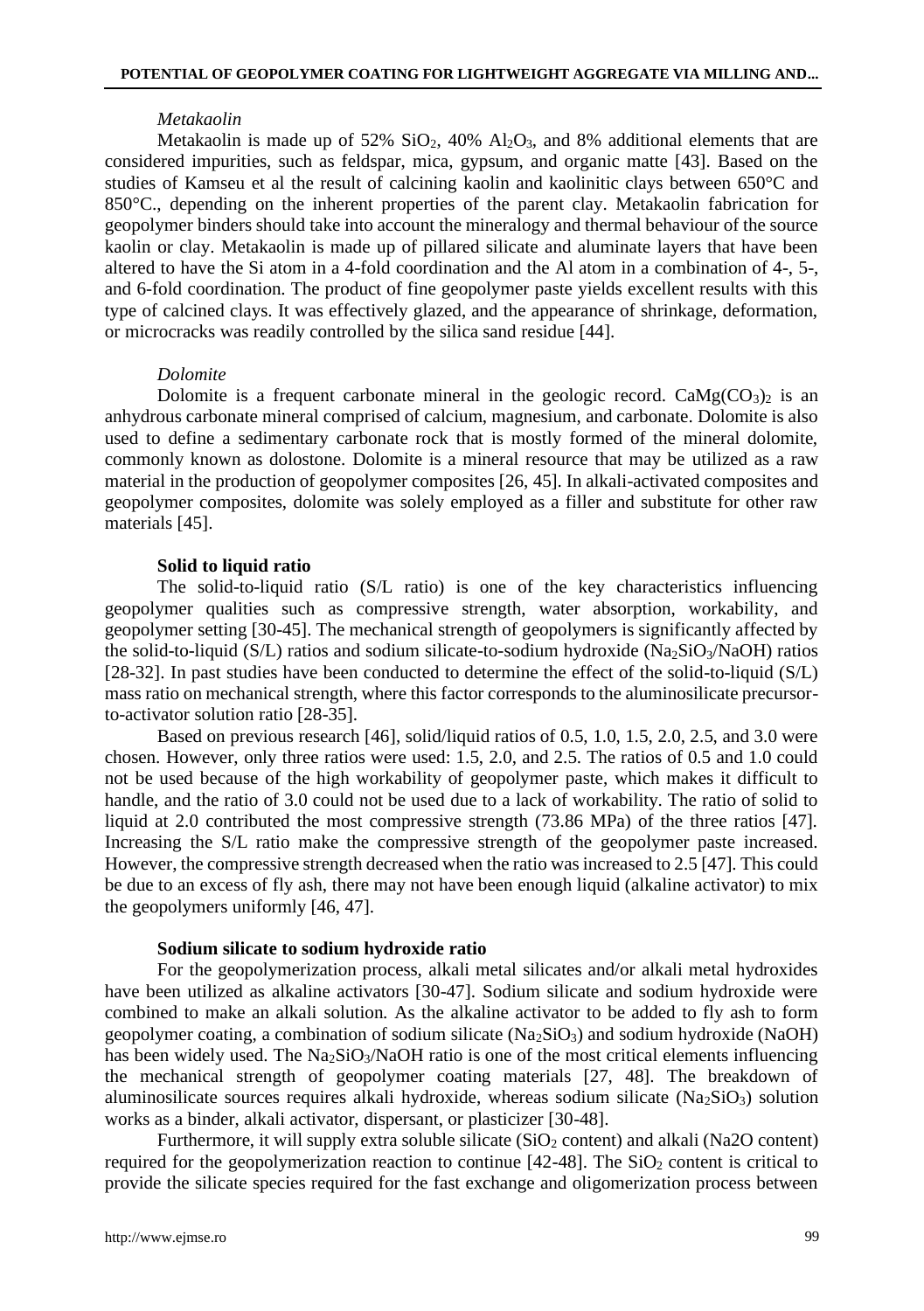### *Metakaolin*

Metakaolin is made up of 52% $SiO_2$, 40% $Al_2O_3$, and 8% additional elements that are considered impurities, such as feldspar, mica, gypsum, and organic matte [43]. Based on the studies of Kamseu et al the result of calcining kaolin and kaolinitic clays between 650°C and 850°C., depending on the inherent properties of the parent clay. Metakaolin fabrication for geopolymer binders should take into account the mineralogy and thermal behaviour of the source kaolin or clay. Metakaolin is made up of pillared silicate and aluminate layers that have been altered to have the Si atom in a 4-fold coordination and the Al atom in a combination of 4-, 5-, and 6-fold coordination. The product of fine geopolymer paste yields excellent results with this type of calcined clays. It was effectively glazed, and the appearance of shrinkage, deformation, or microcracks was readily controlled by the silica sand residue [44].

### *Dolomite*

Dolomite is a frequent carbonate mineral in the geologic record. $CaMg(CO_3)_2$ is an anhydrous carbonate mineral comprised of calcium, magnesium, and carbonate. Dolomite is also used to define a sedimentary carbonate rock that is mostly formed of the mineral dolomite, commonly known as dolostone. Dolomite is a mineral resource that may be utilized as a raw material in the production of geopolymer composites [26, 45]. In alkali-activated composites and geopolymer composites, dolomite was solely employed as a filler and substitute for other raw materials [45].

### **Solid to liquid ratio**

The solid-to-liquid ratio (S/L ratio) is one of the key characteristics influencing geopolymer qualities such as compressive strength, water absorption, workability, and geopolymer setting [30-45]. The mechanical strength of geopolymers is significantly affected by the solid-to-liquid (S/L) ratios and sodium silicate-to-sodium hydroxide ($Na_2SiO_3$/NaOH) ratios [28-32]. In past studies have been conducted to determine the effect of the solid-to-liquid (S/L) mass ratio on mechanical strength, where this factor corresponds to the aluminosilicate precursor-to-activator solution ratio [28-35].

Based on previous research [46], solid/liquid ratios of 0.5, 1.0, 1.5, 2.0, 2.5, and 3.0 were chosen. However, only three ratios were used: 1.5, 2.0, and 2.5. The ratios of 0.5 and 1.0 could not be used because of the high workability of geopolymer paste, which makes it difficult to handle, and the ratio of 3.0 could not be used due to a lack of workability. The ratio of solid to liquid at 2.0 contributed the most compressive strength (73.86 MPa) of the three ratios [47]. Increasing the S/L ratio make the compressive strength of the geopolymer paste increased. However, the compressive strength decreased when the ratio was increased to 2.5 [47]. This could be due to an excess of fly ash, there may not have been enough liquid (alkaline activator) to mix the geopolymers uniformly [46, 47].

### **Sodium silicate to sodium hydroxide ratio**

For the geopolymerization process, alkali metal silicates and/or alkali metal hydroxides have been utilized as alkaline activators [30-47]. Sodium silicate and sodium hydroxide were combined to make an alkali solution. As the alkaline activator to be added to fly ash to form geopolymer coating, a combination of sodium silicate ($Na_2SiO_3$) and sodium hydroxide (NaOH) has been widely used. The $Na_2SiO_3$/NaOH ratio is one of the most critical elements influencing the mechanical strength of geopolymer coating materials [27, 48]. The breakdown of aluminosilicate sources requires alkali hydroxide, whereas sodium silicate ($Na_2SiO_3$) solution works as a binder, alkali activator, dispersant, or plasticizer [30-48].

Furthermore, it will supply extra soluble silicate ($SiO_2$ content) and alkali (Na2O content) required for the geopolymerization reaction to continue [42-48]. The $SiO_2$ content is critical to provide the silicate species required for the fast exchange and oligomerization process between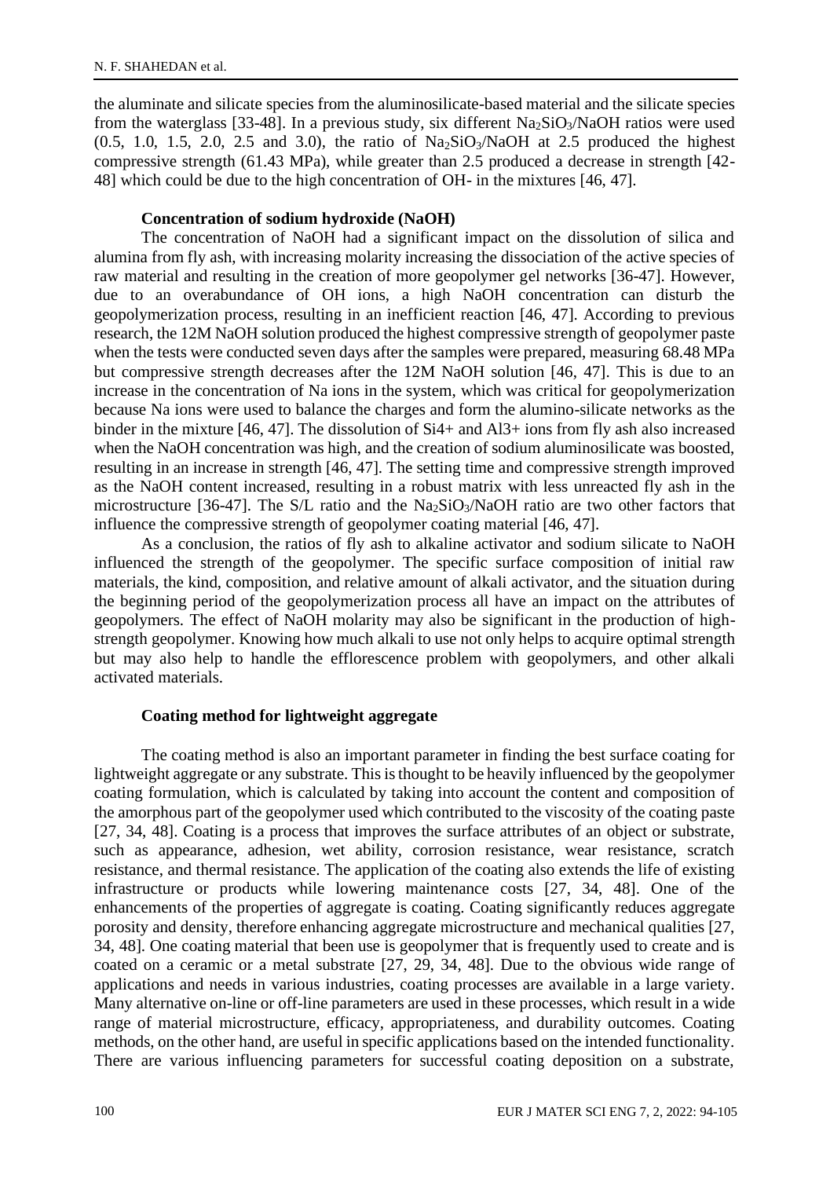the aluminate and silicate species from the aluminosilicate-based material and the silicate species from the waterglass [33-48]. In a previous study, six different $Na_2SiO_3$/NaOH ratios were used (0.5, 1.0, 1.5, 2.0, 2.5 and 3.0), the ratio of $Na_2SiO_3$/NaOH at 2.5 produced the highest compressive strength (61.43 MPa), while greater than 2.5 produced a decrease in strength [42-48] which could be due to the high concentration of OH- in the mixtures [46, 47].

### Concentration of sodium hydroxide (NaOH)

The concentration of NaOH had a significant impact on the dissolution of silica and alumina from fly ash, with increasing molarity increasing the dissociation of the active species of raw material and resulting in the creation of more geopolymer gel networks [36-47]. However, due to an overabundance of OH ions, a high NaOH concentration can disturb the geopolymerization process, resulting in an inefficient reaction [46, 47]. According to previous research, the 12M NaOH solution produced the highest compressive strength of geopolymer paste when the tests were conducted seven days after the samples were prepared, measuring 68.48 MPa but compressive strength decreases after the 12M NaOH solution [46, 47]. This is due to an increase in the concentration of Na ions in the system, which was critical for geopolymerization because Na ions were used to balance the charges and form the alumino-silicate networks as the binder in the mixture [46, 47]. The dissolution of Si4+ and Al3+ ions from fly ash also increased when the NaOH concentration was high, and the creation of sodium aluminosilicate was boosted, resulting in an increase in strength [46, 47]. The setting time and compressive strength improved as the NaOH content increased, resulting in a robust matrix with less unreacted fly ash in the microstructure [36-47]. The S/L ratio and the $Na_2SiO_3$/NaOH ratio are two other factors that influence the compressive strength of geopolymer coating material [46, 47].

As a conclusion, the ratios of fly ash to alkaline activator and sodium silicate to NaOH influenced the strength of the geopolymer. The specific surface composition of initial raw materials, the kind, composition, and relative amount of alkali activator, and the situation during the beginning period of the geopolymerization process all have an impact on the attributes of geopolymers. The effect of NaOH molarity may also be significant in the production of high-strength geopolymer. Knowing how much alkali to use not only helps to acquire optimal strength but may also help to handle the efflorescence problem with geopolymers, and other alkali activated materials.

### Coating method for lightweight aggregate

The coating method is also an important parameter in finding the best surface coating for lightweight aggregate or any substrate. This is thought to be heavily influenced by the geopolymer coating formulation, which is calculated by taking into account the content and composition of the amorphous part of the geopolymer used which contributed to the viscosity of the coating paste [27, 34, 48]. Coating is a process that improves the surface attributes of an object or substrate, such as appearance, adhesion, wet ability, corrosion resistance, wear resistance, scratch resistance, and thermal resistance. The application of the coating also extends the life of existing infrastructure or products while lowering maintenance costs [27, 34, 48]. One of the enhancements of the properties of aggregate is coating. Coating significantly reduces aggregate porosity and density, therefore enhancing aggregate microstructure and mechanical qualities [27, 34, 48]. One coating material that been use is geopolymer that is frequently used to create and is coated on a ceramic or a metal substrate [27, 29, 34, 48]. Due to the obvious wide range of applications and needs in various industries, coating processes are available in a large variety. Many alternative on-line or off-line parameters are used in these processes, which result in a wide range of material microstructure, efficacy, appropriateness, and durability outcomes. Coating methods, on the other hand, are useful in specific applications based on the intended functionality. There are various influencing parameters for successful coating deposition on a substrate,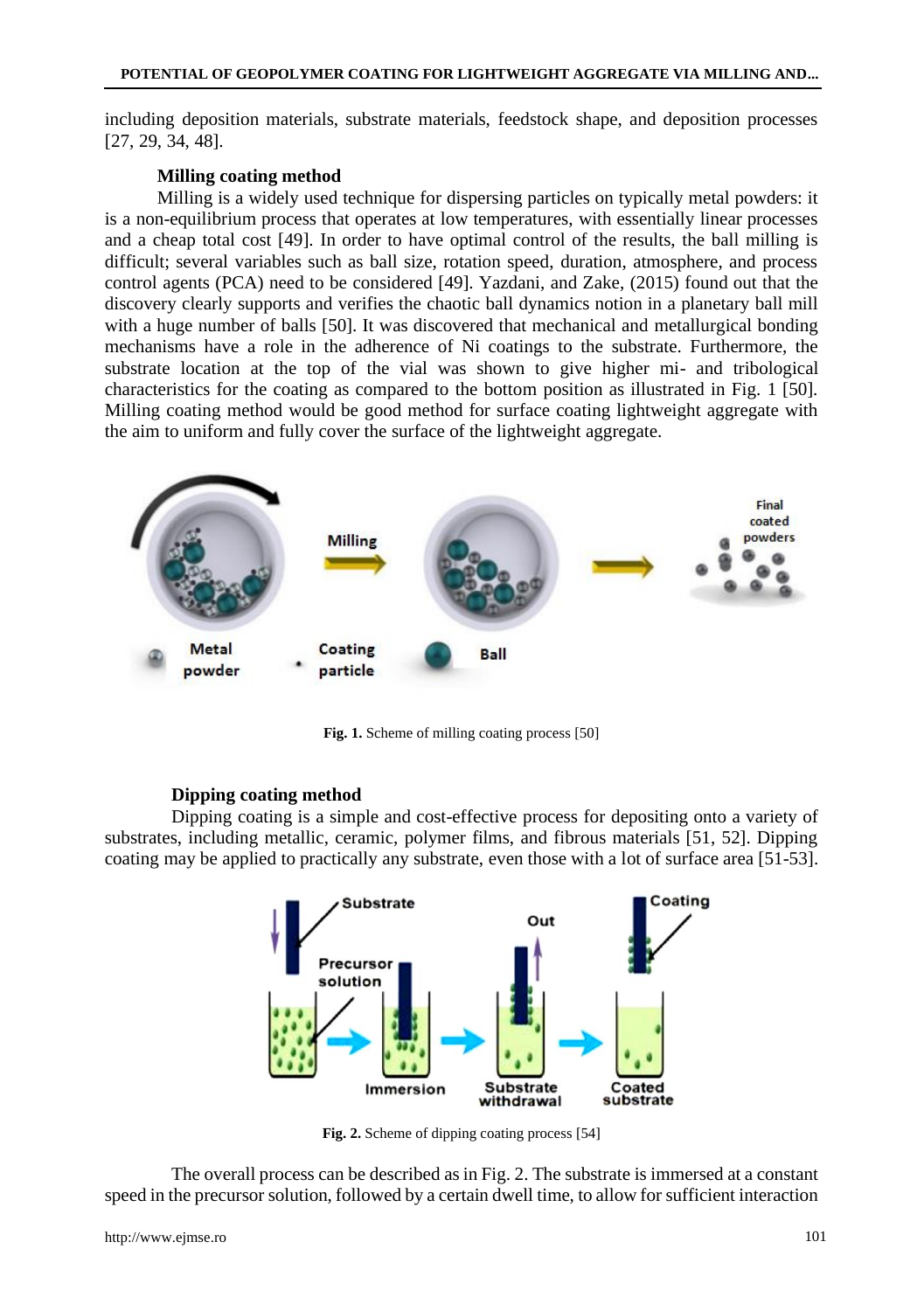including deposition materials, substrate materials, feedstock shape, and deposition processes [27, 29, 34, 48].

### Milling coating method

Milling is a widely used technique for dispersing particles on typically metal powders: it is a non-equilibrium process that operates at low temperatures, with essentially linear processes and a cheap total cost [49]. In order to have optimal control of the results, the ball milling is difficult; several variables such as ball size, rotation speed, duration, atmosphere, and process control agents (PCA) need to be considered [49]. Yazdani, and Zake, (2015) found out that the discovery clearly supports and verifies the chaotic ball dynamics notion in a planetary ball mill with a huge number of balls [50]. It was discovered that mechanical and metallurgical bonding mechanisms have a role in the adherence of Ni coatings to the substrate. Furthermore, the substrate location at the top of the vial was shown to give higher mi- and tribological characteristics for the coating as compared to the bottom position as illustrated in Fig. 1 [50]. Milling coating method would be good method for surface coating lightweight aggregate with the aim to uniform and fully cover the surface of the lightweight aggregate.

**Fig. 1.** Scheme of milling coating process [50]

### Dipping coating method

Dipping coating is a simple and cost-effective process for depositing onto a variety of substrates, including metallic, ceramic, polymer films, and fibrous materials [51, 52]. Dipping coating may be applied to practically any substrate, even those with a lot of surface area [51-53].

**Fig. 2.** Scheme of dipping coating process [54]

The overall process can be described as in Fig. 2. The substrate is immersed at a constant speed in the precursor solution, followed by a certain dwell time, to allow for sufficient interaction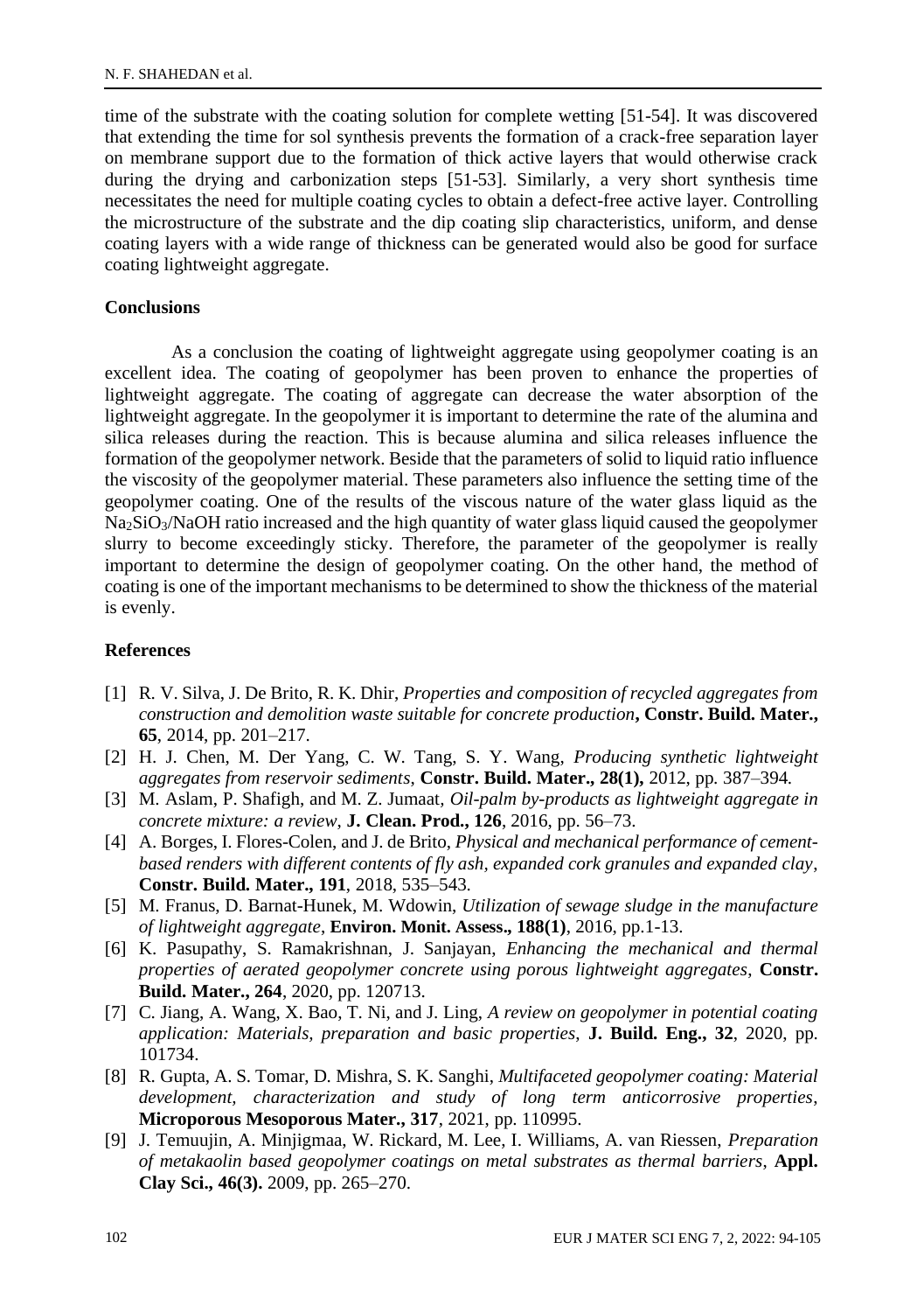time of the substrate with the coating solution for complete wetting [51-54]. It was discovered that extending the time for sol synthesis prevents the formation of a crack-free separation layer on membrane support due to the formation of thick active layers that would otherwise crack during the drying and carbonization steps [51-53]. Similarly, a very short synthesis time necessitates the need for multiple coating cycles to obtain a defect-free active layer. Controlling the microstructure of the substrate and the dip coating slip characteristics, uniform, and dense coating layers with a wide range of thickness can be generated would also be good for surface coating lightweight aggregate.

## Conclusions

As a conclusion the coating of lightweight aggregate using geopolymer coating is an excellent idea. The coating of geopolymer has been proven to enhance the properties of lightweight aggregate. The coating of aggregate can decrease the water absorption of the lightweight aggregate. In the geopolymer it is important to determine the rate of the alumina and silica releases during the reaction. This is because alumina and silica releases influence the formation of the geopolymer network. Beside that the parameters of solid to liquid ratio influence the viscosity of the geopolymer material. These parameters also influence the setting time of the geopolymer coating. One of the results of the viscous nature of the water glass liquid as the $Na_2SiO_3$/NaOH ratio increased and the high quantity of water glass liquid caused the geopolymer slurry to become exceedingly sticky. Therefore, the parameter of the geopolymer is really important to determine the design of geopolymer coating. On the other hand, the method of coating is one of the important mechanisms to be determined to show the thickness of the material is evenly.

## References

[1] R. V. Silva, J. De Brito, R. K. Dhir, *Properties and composition of recycled aggregates from construction and demolition waste suitable for concrete production*, **Constr. Build. Mater., 65**, 2014, pp. 201–217.

[2] H. J. Chen, M. Der Yang, C. W. Tang, S. Y. Wang, *Producing synthetic lightweight aggregates from reservoir sediments*, **Constr. Build. Mater., 28(1),** 2012, pp. 387–394.

[3] M. Aslam, P. Shafigh, and M. Z. Jumaat, *Oil-palm by-products as lightweight aggregate in concrete mixture: a review*, **J. Clean. Prod., 126**, 2016, pp. 56–73.

[4] A. Borges, I. Flores-Colen, and J. de Brito, *Physical and mechanical performance of cement-based renders with different contents of fly ash, expanded cork granules and expanded clay*, **Constr. Build. Mater., 191**, 2018, 535–543.

[5] M. Franus, D. Barnat-Hunek, M. Wdowin, *Utilization of sewage sludge in the manufacture of lightweight aggregate*, **Environ. Monit. Assess., 188(1)**, 2016, pp.1-13.

[6] K. Pasupathy, S. Ramakrishnan, J. Sanjayan, *Enhancing the mechanical and thermal properties of aerated geopolymer concrete using porous lightweight aggregates*, **Constr. Build. Mater., 264**, 2020, pp. 120713.

[7] C. Jiang, A. Wang, X. Bao, T. Ni, and J. Ling, *A review on geopolymer in potential coating application: Materials, preparation and basic properties*, **J. Build. Eng., 32**, 2020, pp. 101734.

[8] R. Gupta, A. S. Tomar, D. Mishra, S. K. Sanghi, *Multifaceted geopolymer coating: Material development, characterization and study of long term anticorrosive properties*, **Microporous Mesoporous Mater., 317**, 2021, pp. 110995.

[9] J. Temuujin, A. Minjigmaa, W. Rickard, M. Lee, I. Williams, A. van Riessen, *Preparation of metakaolin based geopolymer coatings on metal substrates as thermal barriers*, **Appl. Clay Sci., 46(3).** 2009, pp. 265–270.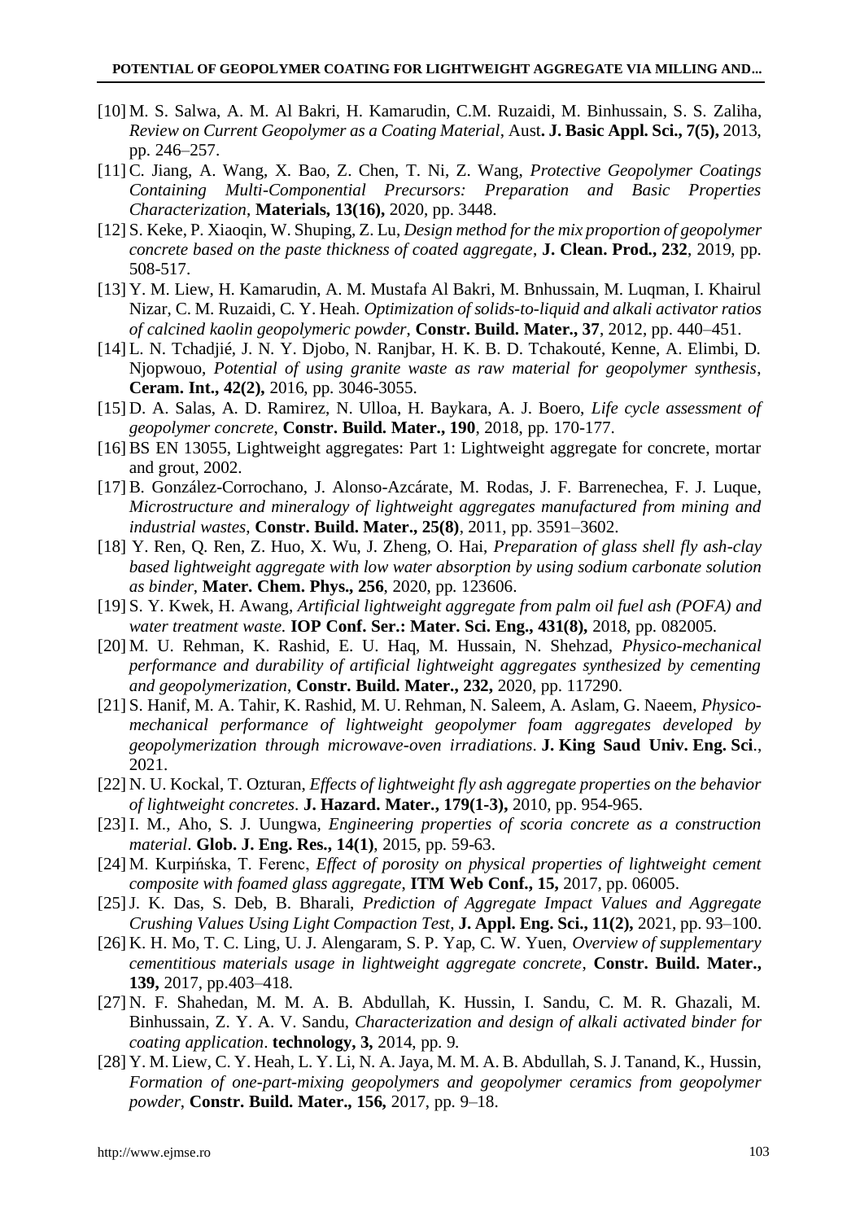[10] M. S. Salwa, A. M. Al Bakri, H. Kamarudin, C.M. Ruzaidi, M. Binhussain, S. S. Zaliha, *Review on Current Geopolymer as a Coating Material*, Aust**. J. Basic Appl. Sci., 7(5),** 2013, pp. 246–257.

[11] C. Jiang, A. Wang, X. Bao, Z. Chen, T. Ni, Z. Wang, *Protective Geopolymer Coatings Containing Multi-Componential Precursors: Preparation and Basic Properties Characterization*, **Materials, 13(16),** 2020, pp. 3448.

[12] S. Keke, P. Xiaoqin, W. Shuping, Z. Lu, *Design method for the mix proportion of geopolymer concrete based on the paste thickness of coated aggregate*, **J. Clean. Prod., 232**, 2019, pp. 508-517.

[13] Y. M. Liew, H. Kamarudin, A. M. Mustafa Al Bakri, M. Bnhussain, M. Luqman, I. Khairul Nizar, C. M. Ruzaidi, C. Y. Heah. *Optimization of solids-to-liquid and alkali activator ratios of calcined kaolin geopolymeric powder*, **Constr. Build. Mater., 37**, 2012, pp. 440–451.

[14] L. N. Tchadjié, J. N. Y. Djobo, N. Ranjbar, H. K. B. D. Tchakouté, Kenne, A. Elimbi, D. Njopwouo, *Potential of using granite waste as raw material for geopolymer synthesis*, **Ceram. Int., 42(2),** 2016, pp. 3046-3055.

[15] D. A. Salas, A. D. Ramirez, N. Ulloa, H. Baykara, A. J. Boero, *Life cycle assessment of geopolymer concrete*, **Constr. Build. Mater., 190**, 2018, pp. 170-177.

[16] BS EN 13055, Lightweight aggregates: Part 1: Lightweight aggregate for concrete, mortar and grout, 2002.

[17] B. González-Corrochano, J. Alonso-Azcárate, M. Rodas, J. F. Barrenechea, F. J. Luque, *Microstructure and mineralogy of lightweight aggregates manufactured from mining and industrial wastes*, **Constr. Build. Mater., 25(8)**, 2011, pp. 3591–3602.

[18] Y. Ren, Q. Ren, Z. Huo, X. Wu, J. Zheng, O. Hai, *Preparation of glass shell fly ash-clay based lightweight aggregate with low water absorption by using sodium carbonate solution as binder*, **Mater. Chem. Phys., 256**, 2020, pp. 123606.

[19] S. Y. Kwek, H. Awang, *Artificial lightweight aggregate from palm oil fuel ash (POFA) and water treatment waste.* **IOP Conf. Ser.: Mater. Sci. Eng., 431(8),** 2018, pp. 082005.

[20] M. U. Rehman, K. Rashid, E. U. Haq, M. Hussain, N. Shehzad, *Physico-mechanical performance and durability of artificial lightweight aggregates synthesized by cementing and geopolymerization*, **Constr. Build. Mater., 232,** 2020, pp. 117290.

[21] S. Hanif, M. A. Tahir, K. Rashid, M. U. Rehman, N. Saleem, A. Aslam, G. Naeem, *Physico-mechanical performance of lightweight geopolymer foam aggregates developed by geopolymerization through microwave-oven irradiations*. **J. King Saud Univ. Eng. Sci**., 2021.

[22] N. U. Kockal, T. Ozturan, *Effects of lightweight fly ash aggregate properties on the behavior of lightweight concretes*. **J. Hazard. Mater., 179(1-3),** 2010, pp. 954-965.

[23] I. M., Aho, S. J. Uungwa, *Engineering properties of scoria concrete as a construction material*. **Glob. J. Eng. Res., 14(1)**, 2015, pp. 59-63.

[24] M. Kurpińska, T. Ferenc, *Effect of porosity on physical properties of lightweight cement composite with foamed glass aggregate*, **ITM Web Conf., 15,** 2017, pp. 06005.

[25] J. K. Das, S. Deb, B. Bharali, *Prediction of Aggregate Impact Values and Aggregate Crushing Values Using Light Compaction Test*, **J. Appl. Eng. Sci., 11(2),** 2021, pp. 93–100.

[26] K. H. Mo, T. C. Ling, U. J. Alengaram, S. P. Yap, C. W. Yuen, *Overview of supplementary cementitious materials usage in lightweight aggregate concrete*, **Constr. Build. Mater., 139,** 2017, pp.403–418.

[27] N. F. Shahedan, M. M. A. B. Abdullah, K. Hussin, I. Sandu, C. M. R. Ghazali, M. Binhussain, Z. Y. A. V. Sandu, *Characterization and design of alkali activated binder for coating application*. **technology, 3,** 2014, pp. 9.

[28] Y. M. Liew, C. Y. Heah, L. Y. Li, N. A. Jaya, M. M. A. B. Abdullah, S. J. Tanand, K., Hussin, *Formation of one-part-mixing geopolymers and geopolymer ceramics from geopolymer powder*, **Constr. Build. Mater., 156,** 2017, pp. 9–18.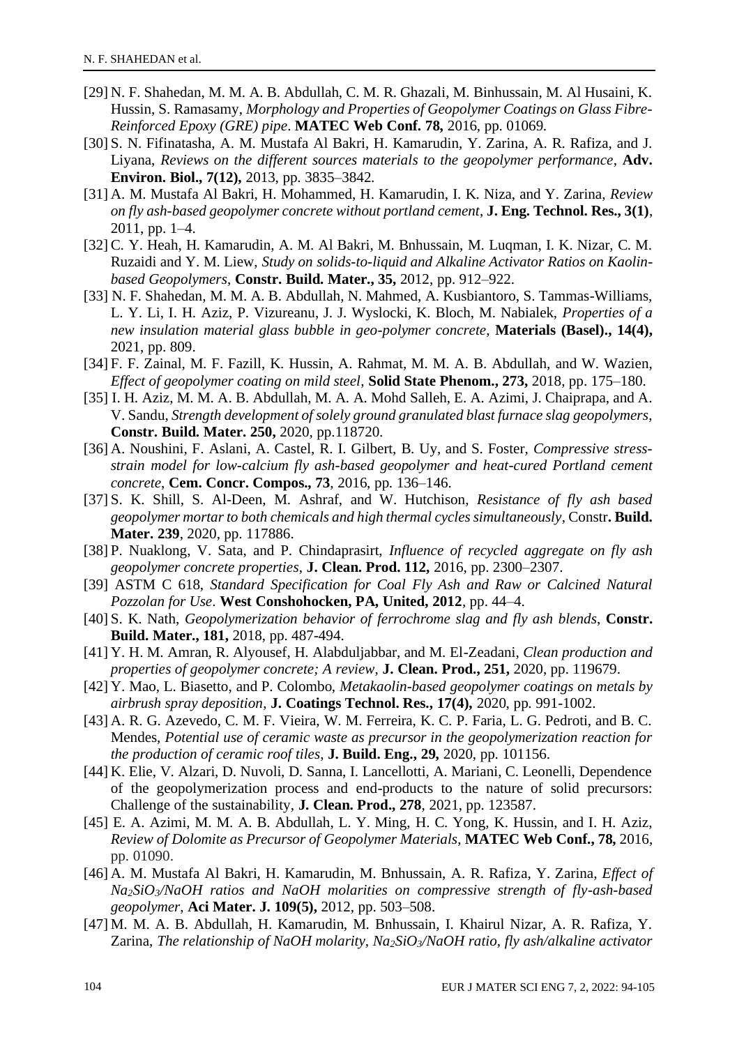[29] N. F. Shahedan, M. M. A. B. Abdullah, C. M. R. Ghazali, M. Binhussain, M. Al Husaini, K. Hussin, S. Ramasamy, *Morphology and Properties of Geopolymer Coatings on Glass Fibre-Reinforced Epoxy (GRE) pipe*. **MATEC Web Conf. 78,** 2016, pp. 01069.

[30] S. N. Fifinatasha, A. M. Mustafa Al Bakri, H. Kamarudin, Y. Zarina, A. R. Rafiza, and J. Liyana, *Reviews on the different sources materials to the geopolymer performance*, **Adv. Environ. Biol., 7(12),** 2013, pp. 3835–3842.

[31] A. M. Mustafa Al Bakri, H. Mohammed, H. Kamarudin, I. K. Niza, and Y. Zarina, *Review on fly ash-based geopolymer concrete without portland cement*, **J. Eng. Technol. Res., 3(1)**, 2011, pp. 1–4.

[32] C. Y. Heah, H. Kamarudin, A. M. Al Bakri, M. Bnhussain, M. Luqman, I. K. Nizar, C. M. Ruzaidi and Y. M. Liew, *Study on solids-to-liquid and Alkaline Activator Ratios on Kaolin-based Geopolymers*, **Constr. Build. Mater., 35,** 2012, pp. 912–922.

[33] N. F. Shahedan, M. M. A. B. Abdullah, N. Mahmed, A. Kusbiantoro, S. Tammas-Williams, L. Y. Li, I. H. Aziz, P. Vizureanu, J. J. Wyslocki, K. Bloch, M. Nabialek, *Properties of a new insulation material glass bubble in geo-polymer concrete*, **Materials (Basel)., 14(4),** 2021, pp. 809.

[34] F. F. Zainal, M. F. Fazill, K. Hussin, A. Rahmat, M. M. A. B. Abdullah, and W. Wazien, *Effect of geopolymer coating on mild steel*, **Solid State Phenom., 273,** 2018, pp. 175–180.

[35] I. H. Aziz, M. M. A. B. Abdullah, M. A. A. Mohd Salleh, E. A. Azimi, J. Chaiprapa, and A. V. Sandu, *Strength development of solely ground granulated blast furnace slag geopolymers*, **Constr. Build. Mater. 250,** 2020, pp.118720.

[36] A. Noushini, F. Aslani, A. Castel, R. I. Gilbert, B. Uy, and S. Foster, *Compressive stress-strain model for low-calcium fly ash-based geopolymer and heat-cured Portland cement concrete*, **Cem. Concr. Compos., 73**, 2016, pp. 136–146.

[37] S. K. Shill, S. Al-Deen, M. Ashraf, and W. Hutchison, *Resistance of fly ash based geopolymer mortar to both chemicals and high thermal cycles simultaneously*, Constr**. Build. Mater. 239**, 2020, pp. 117886.

[38] P. Nuaklong, V. Sata, and P. Chindaprasirt, *Influence of recycled aggregate on fly ash geopolymer concrete properties*, **J. Clean. Prod. 112,** 2016, pp. 2300–2307.

[39] ASTM C 618, *Standard Specification for Coal Fly Ash and Raw or Calcined Natural Pozzolan for Use*. **West Conshohocken, PA, United, 2012**, pp. 44–4.

[40] S. K. Nath, *Geopolymerization behavior of ferrochrome slag and fly ash blends*, **Constr. Build. Mater., 181,** 2018, pp. 487-494.

[41] Y. H. M. Amran, R. Alyousef, H. Alabduljabbar, and M. El-Zeadani, *Clean production and properties of geopolymer concrete; A review*, **J. Clean. Prod., 251,** 2020, pp. 119679.

[42] Y. Mao, L. Biasetto, and P. Colombo, *Metakaolin-based geopolymer coatings on metals by airbrush spray deposition*, **J. Coatings Technol. Res., 17(4),** 2020, pp. 991-1002.

[43] A. R. G. Azevedo, C. M. F. Vieira, W. M. Ferreira, K. C. P. Faria, L. G. Pedroti, and B. C. Mendes, *Potential use of ceramic waste as precursor in the geopolymerization reaction for the production of ceramic roof tiles*, **J. Build. Eng., 29,** 2020, pp. 101156.

[44] K. Elie, V. Alzari, D. Nuvoli, D. Sanna, I. Lancellotti, A. Mariani, C. Leonelli, Dependence of the geopolymerization process and end-products to the nature of solid precursors: Challenge of the sustainability, **J. Clean. Prod., 278**, 2021, pp. 123587.

[45] E. A. Azimi, M. M. A. B. Abdullah, L. Y. Ming, H. C. Yong, K. Hussin, and I. H. Aziz, *Review of Dolomite as Precursor of Geopolymer Materials*, **MATEC Web Conf., 78,** 2016, pp. 01090.

[46] A. M. Mustafa Al Bakri, H. Kamarudin, M. Bnhussain, A. R. Rafiza, Y. Zarina, *Effect of $Na_2SiO_3$/NaOH ratios and NaOH molarities on compressive strength of fly-ash-based geopolymer*, **Aci Mater. J. 109(5),** 2012, pp. 503–508.

[47] M. M. A. B. Abdullah, H. Kamarudin, M. Bnhussain, I. Khairul Nizar, A. R. Rafiza, Y. Zarina, *The relationship of NaOH molarity, $Na_2SiO_3$/NaOH ratio, fly ash/alkaline activator*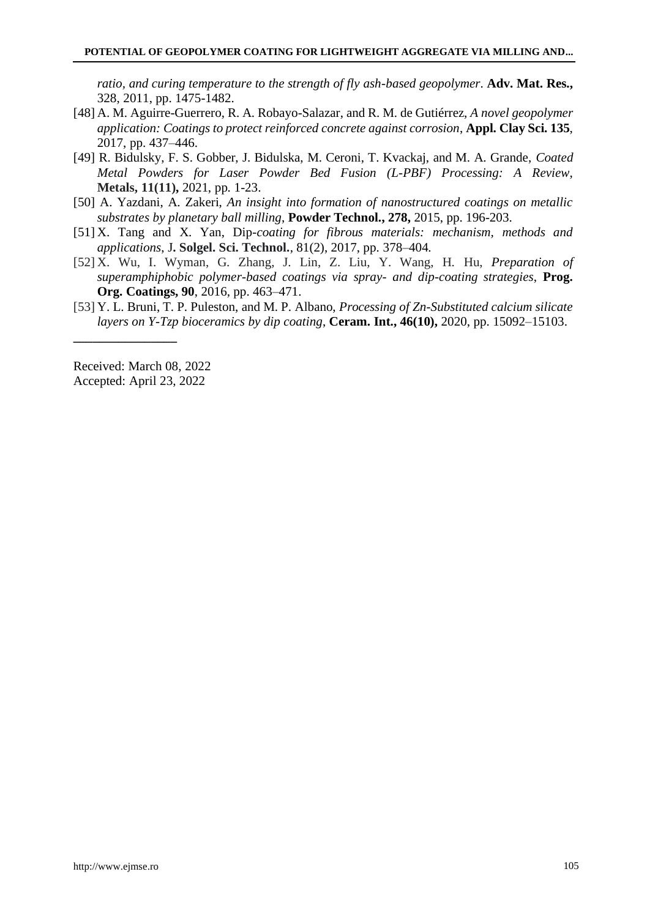*ratio, and curing temperature to the strength of fly ash-based geopolymer*. **Adv. Mat. Res.,** 328, 2011, pp. 1475-1482.

[48] A. M. Aguirre-Guerrero, R. A. Robayo-Salazar, and R. M. de Gutiérrez, *A novel geopolymer application: Coatings to protect reinforced concrete against corrosion*, **Appl. Clay Sci. 135**, 2017, pp. 437–446.

[49] R. Bidulsky, F. S. Gobber, J. Bidulska, M. Ceroni, T. Kvackaj, and M. A. Grande, *Coated Metal Powders for Laser Powder Bed Fusion (L-PBF) Processing: A Review*, **Metals, 11(11),** 2021, pp. 1-23.

[50] A. Yazdani, A. Zakeri, *An insight into formation of nanostructured coatings on metallic substrates by planetary ball milling*, **Powder Technol., 278,** 2015, pp. 196-203.

[51] X. Tang and X. Yan, Dip-*coating for fibrous materials: mechanism, methods and applications*, J**. Solgel. Sci. Technol.**, 81(2), 2017, pp. 378–404.

[52] X. Wu, I. Wyman, G. Zhang, J. Lin, Z. Liu, Y. Wang, H. Hu, *Preparation of superamphiphobic polymer-based coatings via spray- and dip-coating strategies*, **Prog. Org. Coatings, 90**, 2016, pp. 463–471.

[53] Y. L. Bruni, T. P. Puleston, and M. P. Albano, *Processing of Zn-Substituted calcium silicate layers on Y-Tzp bioceramics by dip coating*, **Ceram. Int., 46(10),** 2020, pp. 15092–15103.

---

Received: March 08, 2022
Accepted: April 23, 2022